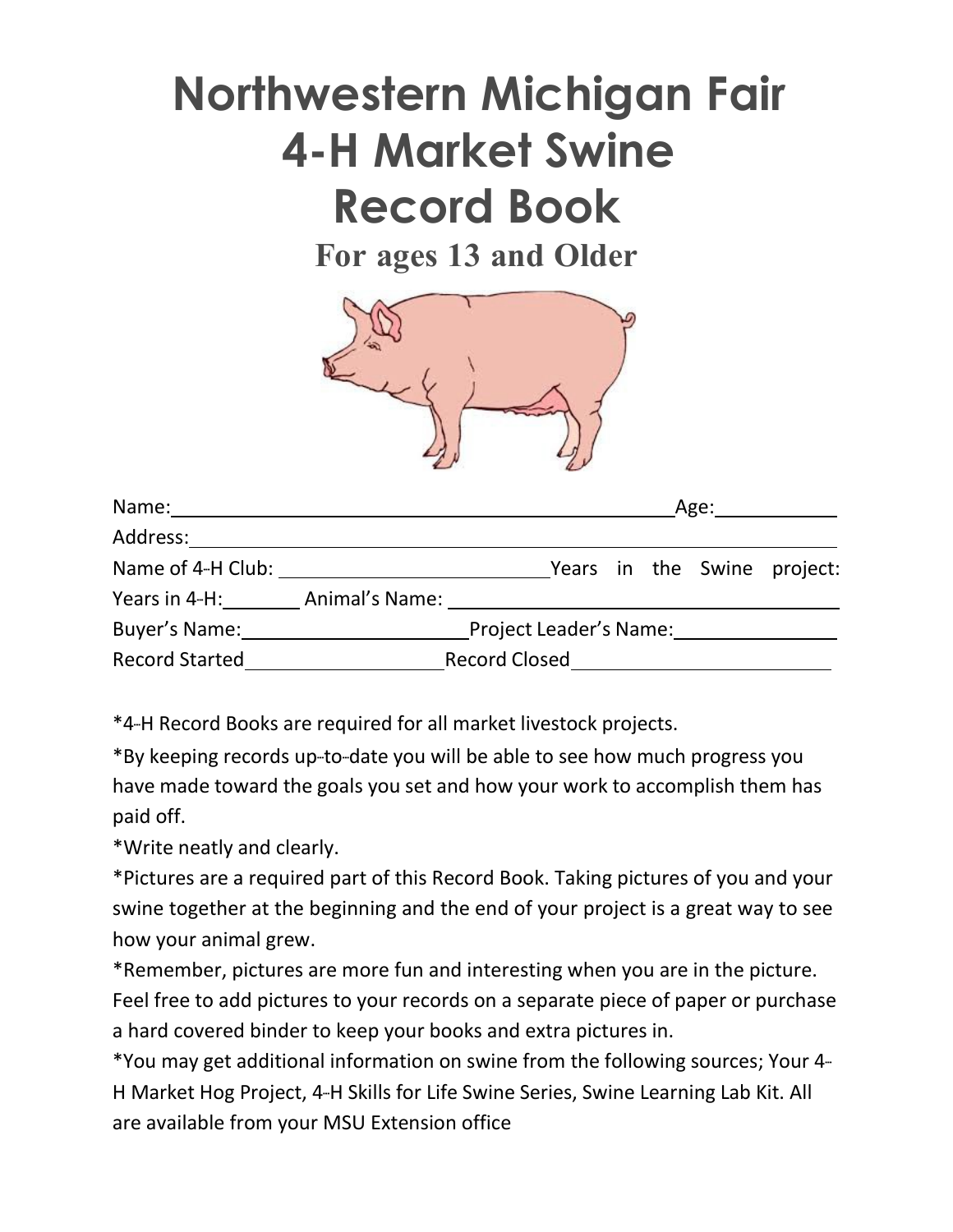# Northwestern Michigan Fair
# 4-H Market Swine
# Record Book

**For ages 13 and Older**

Name:________________________________________ Age:__________

Address:________________________________________________________

Name of 4-H Club: ______________________ Years in the Swine project:

Years in 4-H:_______ Animal's Name: ________________________________

Buyer's Name:___________________ Project Leader's Name:_____________

Record Started________________ Record Closed____________________

*4-H Record Books are required for all market livestock projects.

*By keeping records up-to-date you will be able to see how much progress you have made toward the goals you set and how your work to accomplish them has paid off.

*Write neatly and clearly.

*Pictures are a required part of this Record Book. Taking pictures of you and your swine together at the beginning and the end of your project is a great way to see how your animal grew.

*Remember, pictures are more fun and interesting when you are in the picture. Feel free to add pictures to your records on a separate piece of paper or purchase a hard covered binder to keep your books and extra pictures in.

*You may get additional information on swine from the following sources; Your 4-H Market Hog Project, 4-H Skills for Life Swine Series, Swine Learning Lab Kit. All are available from your MSU Extension office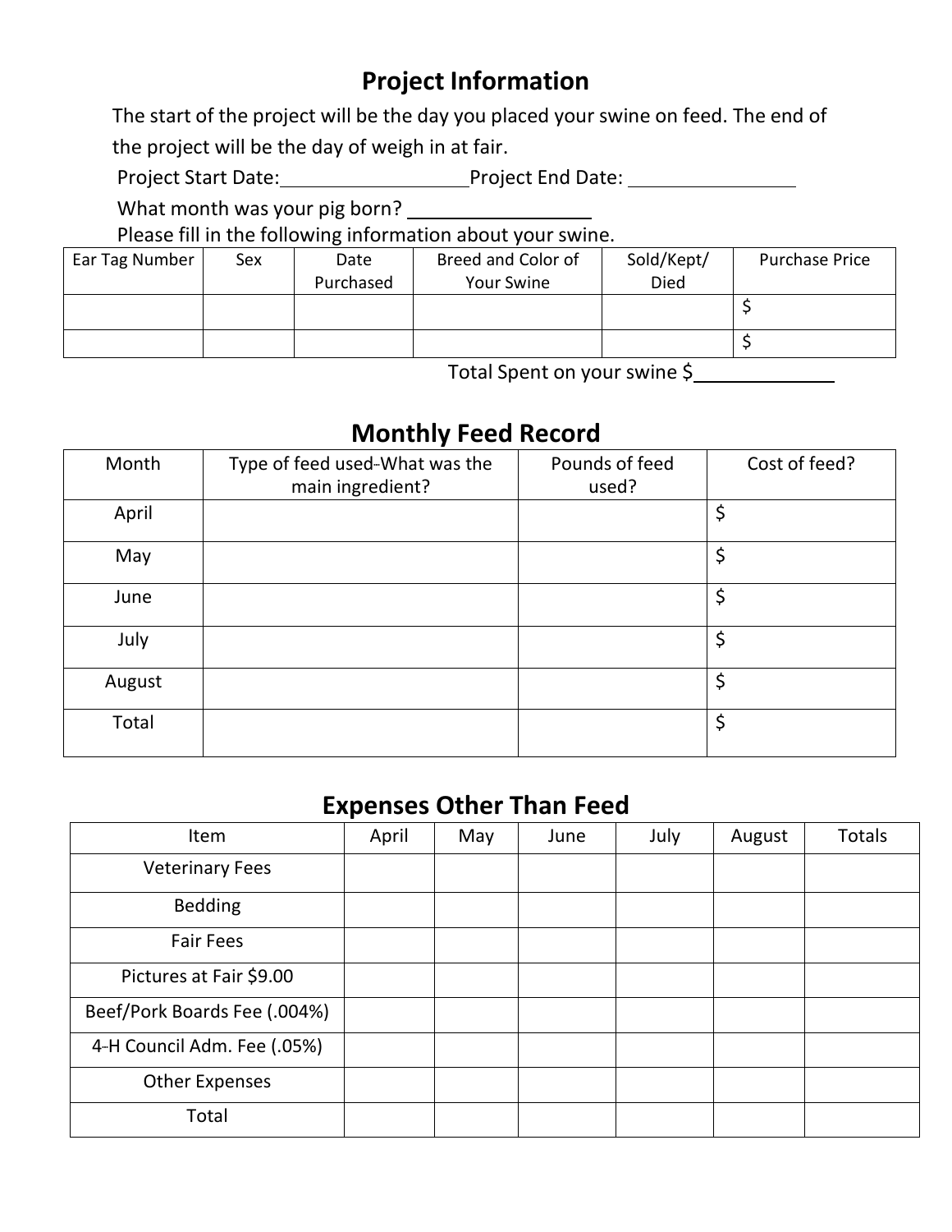## Project Information

The start of the project will be the day you placed your swine on feed. The end of the project will be the day of weigh in at fair.

Project Start Date:\_\_\_\_\_\_\_\_\_\_\_\_\_\_\_\_\_\_Project End Date: \_\_\_\_\_\_\_\_\_\_\_\_\_\_\_\_

What month was your pig born? \_\_\_\_\_\_\_\_\_\_\_\_\_\_\_\_\_

Please fill in the following information about your swine.

| Ear Tag Number | Sex | Date Purchased | Breed and Color of Your Swine | Sold/Kept/ Died | Purchase Price |
|---|---|---|---|---|---|
| | | | | | $ |
| | | | | | $ |

Total Spent on your swine $\_\_\_\_\_\_\_\_\_\_\_\_\_

## Monthly Feed Record

| Month | Type of feed used--What was the main ingredient? | Pounds of feed used? | Cost of feed? |
|---|---|---|---|
| April | | | $ |
| May | | | $ |
| June | | | $ |
| July | | | $ |
| August | | | $ |
| Total | | | $ |

## Expenses Other Than Feed

| Item | April | May | June | July | August | Totals |
|---|---|---|---|---|---|---|
| Veterinary Fees | | | | | | |
| Bedding | | | | | | |
| Fair Fees | | | | | | |
| Pictures at Fair $9.00 | | | | | | |
| Beef/Pork Boards Fee (.004%) | | | | | | |
| 4-H Council Adm. Fee (.05%) | | | | | | |
| Other Expenses | | | | | | |
| Total | | | | | | |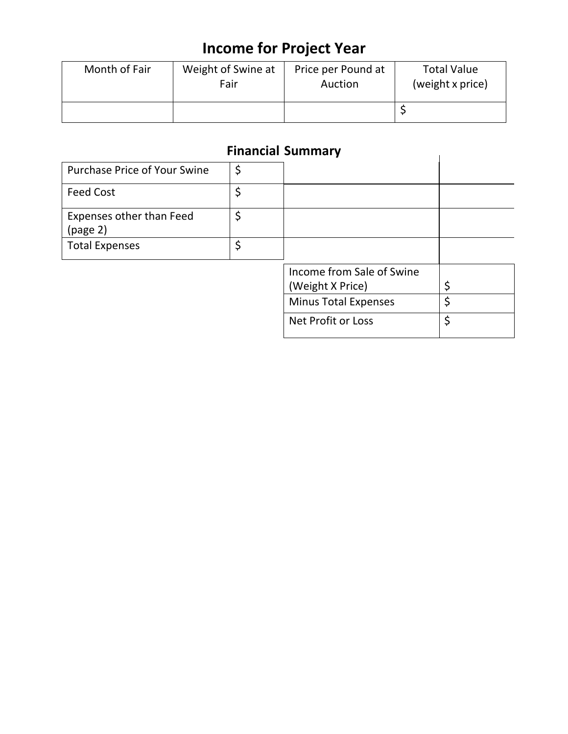# Income for Project Year

| Month of Fair | Weight of Swine at Fair | Price per Pound at Auction | Total Value (weight x price) |
|---|---|---|---|
| | | | $ |

## Financial Summary

| | |
|---|---|
| Purchase Price of Your Swine | $ |
| Feed Cost | $ |
| Expenses other than Feed (page 2) | $ |
| Total Expenses | $ |

| | |
|---|---|
| Income from Sale of Swine (Weight X Price) | $ |
| Minus Total Expenses | $ |
| Net Profit or Loss | $ |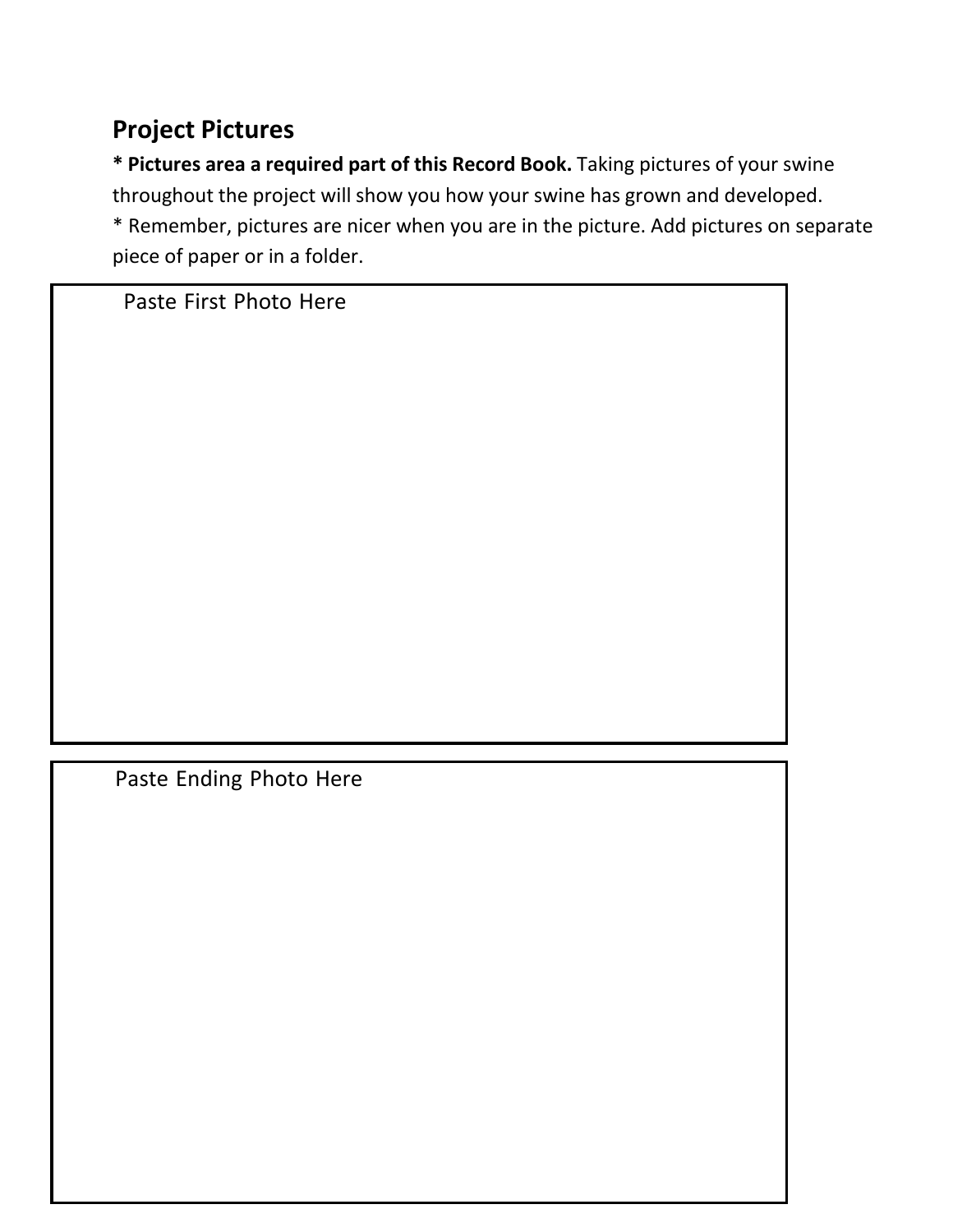## Project Pictures

**\* Pictures area a required part of this Record Book.** Taking pictures of your swine throughout the project will show you how your swine has grown and developed.

\* Remember, pictures are nicer when you are in the picture. Add pictures on separate piece of paper or in a folder.

| Paste First Photo Here |
|---|
| |

| Paste Ending Photo Here |
|---|
| |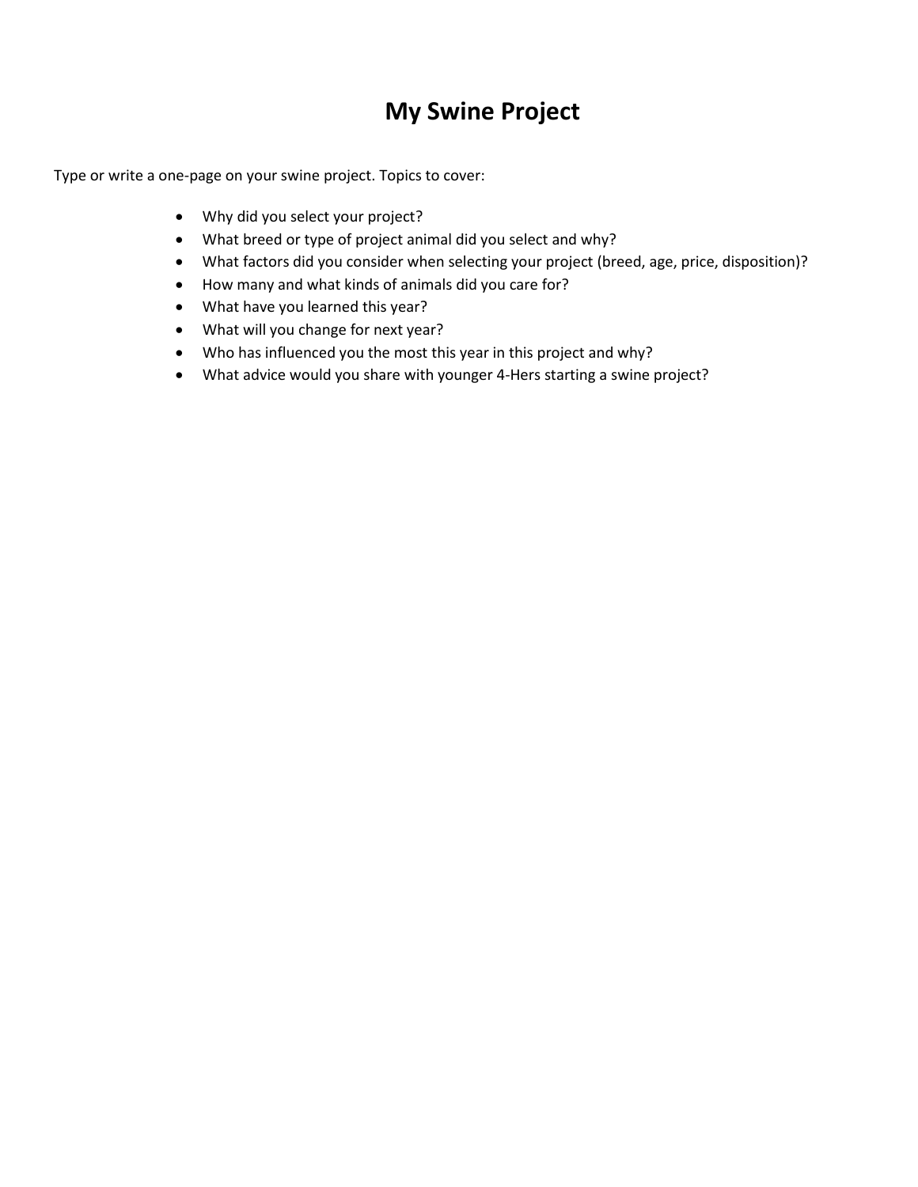# My Swine Project

Type or write a one-page on your swine project. Topics to cover:

- Why did you select your project?
- What breed or type of project animal did you select and why?
- What factors did you consider when selecting your project (breed, age, price, disposition)?
- How many and what kinds of animals did you care for?
- What have you learned this year?
- What will you change for next year?
- Who has influenced you the most this year in this project and why?
- What advice would you share with younger 4-Hers starting a swine project?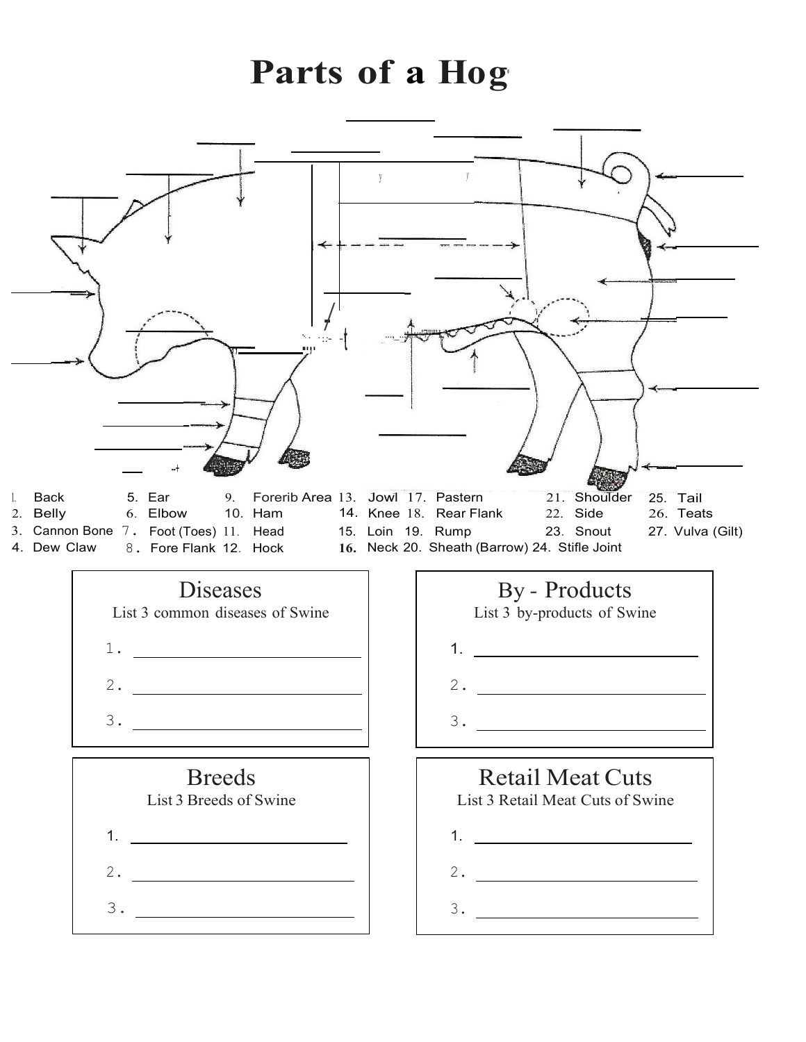# Parts of a Hog

1. Back
2. Belly
3. Cannon Bone
4. Dew Claw
5. Ear
6. Elbow
7. Foot (Toes)
8. Fore Flank
9. Forerib Area
10. Ham
11. Head
12. Hock
13. Jowl
14. Knee
15. Loin
16. Neck
17. Pastern
18. Rear Flank
19. Rump
20. Sheath (Barrow)
21. Shoulder
22. Side
23. Snout
24. Stifle Joint
25. Tail
26. Teats
27. Vulva (Gilt)

## Diseases

List 3 common diseases of Swine

1. \_\_\_\_\_\_\_\_\_\_\_\_\_\_\_\_\_\_\_\_
2. \_\_\_\_\_\_\_\_\_\_\_\_\_\_\_\_\_\_\_\_
3. \_\_\_\_\_\_\_\_\_\_\_\_\_\_\_\_\_\_\_\_

## By - Products

List 3 by-products of Swine

1. \_\_\_\_\_\_\_\_\_\_\_\_\_\_\_\_\_\_\_\_
2. \_\_\_\_\_\_\_\_\_\_\_\_\_\_\_\_\_\_\_\_
3. \_\_\_\_\_\_\_\_\_\_\_\_\_\_\_\_\_\_\_\_

## Breeds

List 3 Breeds of Swine

1. \_\_\_\_\_\_\_\_\_\_\_\_\_\_\_\_\_\_\_\_
2. \_\_\_\_\_\_\_\_\_\_\_\_\_\_\_\_\_\_\_\_
3. \_\_\_\_\_\_\_\_\_\_\_\_\_\_\_\_\_\_\_\_

## Retail Meat Cuts

List 3 Retail Meat Cuts of Swine

1. \_\_\_\_\_\_\_\_\_\_\_\_\_\_\_\_\_\_\_\_
2. \_\_\_\_\_\_\_\_\_\_\_\_\_\_\_\_\_\_\_\_
3. \_\_\_\_\_\_\_\_\_\_\_\_\_\_\_\_\_\_\_\_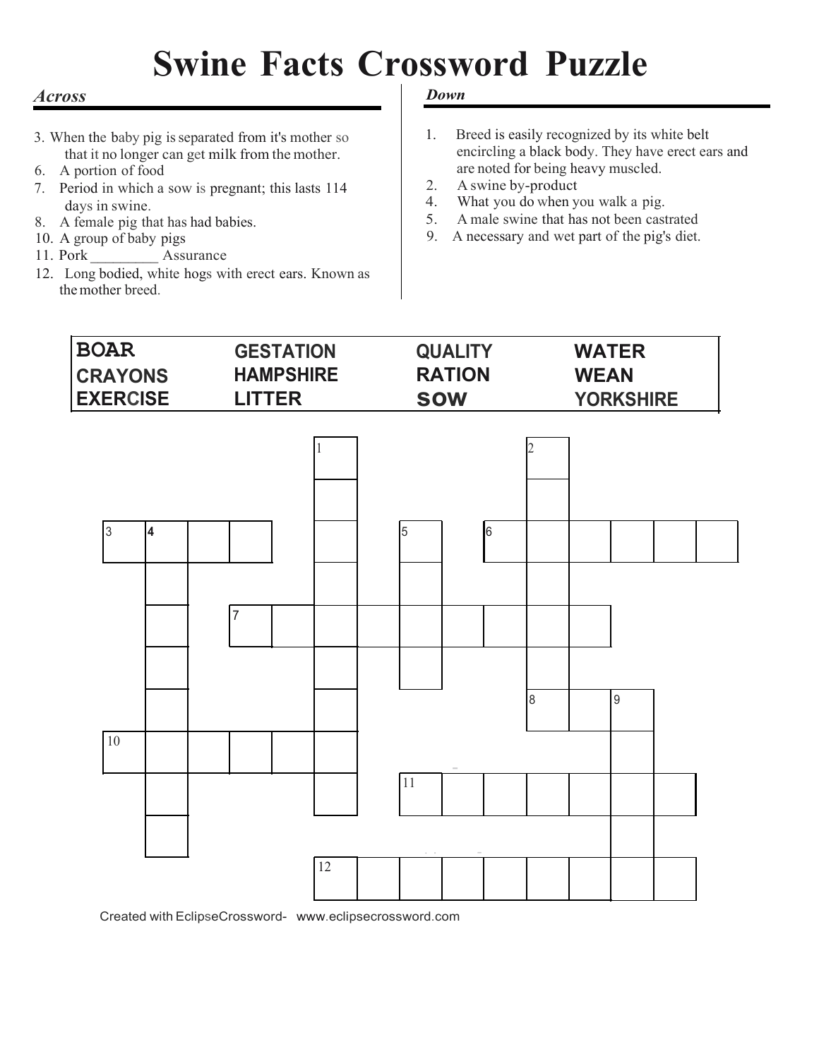# Swine Facts Crossword Puzzle

## Across

3. When the baby pig is separated from it's mother so that it no longer can get milk from the mother.
6. A portion of food
7. Period in which a sow is pregnant; this lasts 114 days in swine.
8. A female pig that has had babies.
10. A group of baby pigs
11. Pork _________ Assurance
12. Long bodied, white hogs with erect ears. Known as the mother breed.

## Down

1. Breed is easily recognized by its white belt encircling a black body. They have erect ears and are noted for being heavy muscled.
2. A swine by-product
4. What you do when you walk a pig.
5. A male swine that has not been castrated
9. A necessary and wet part of the pig's diet.

| | | | |
|---|---|---|---|
| BOAR | GESTATION | QUALITY | WATER |
| CRAYONS | HAMPSHIRE | RATION | WEAN |
| EXERCISE | LITTER | SOW | YORKSHIRE |

Created with EclipseCrossword- www.eclipsecrossword.com